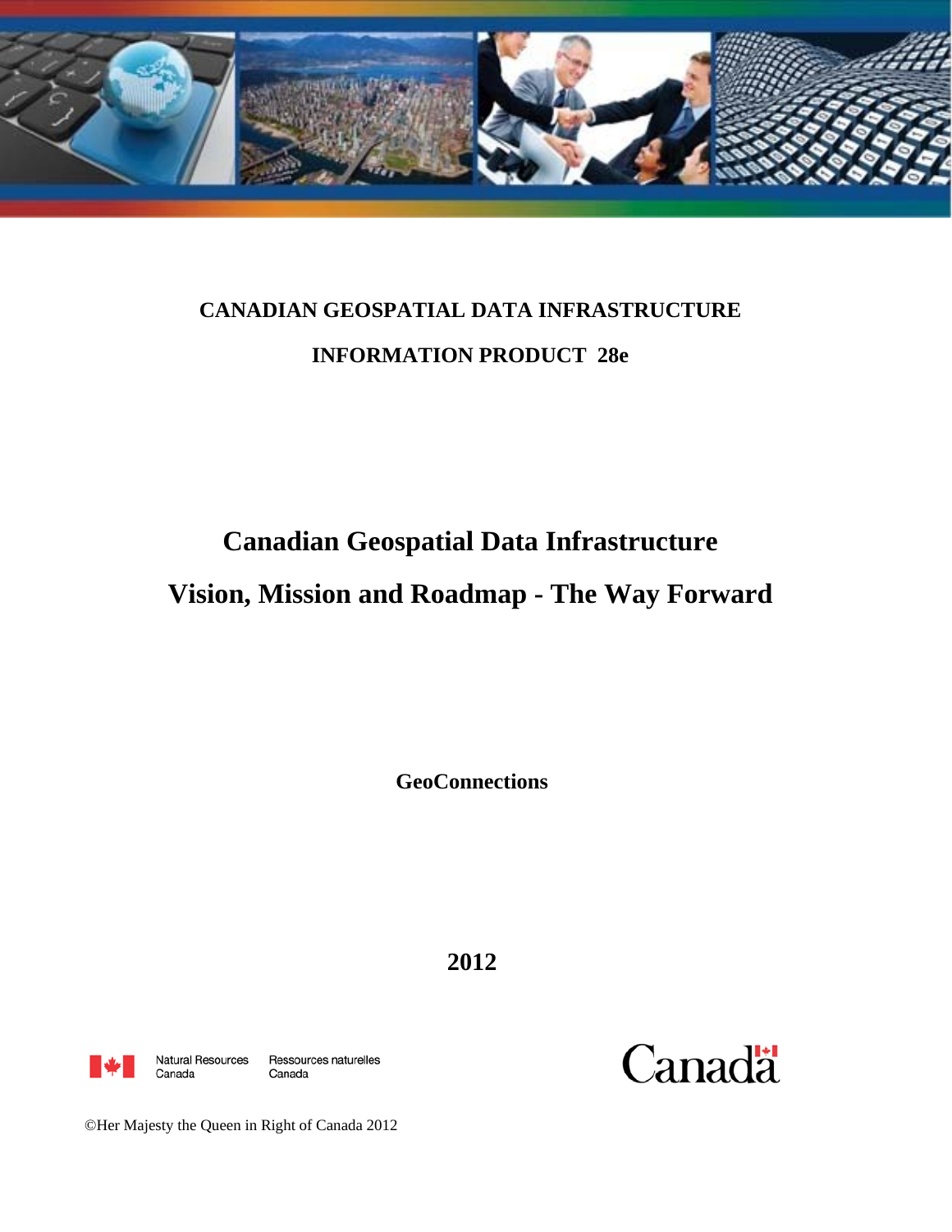**CANADIAN GEOSPATIAL DATA INFRASTRUCTURE**

**INFORMATION PRODUCT 28e**

# Canadian Geospatial Data Infrastructure
# Vision, Mission and Roadmap - The Way Forward

**GeoConnections**

**2012**

Natural Resources Canada | Ressources naturelles Canada

Canada

©Her Majesty the Queen in Right of Canada 2012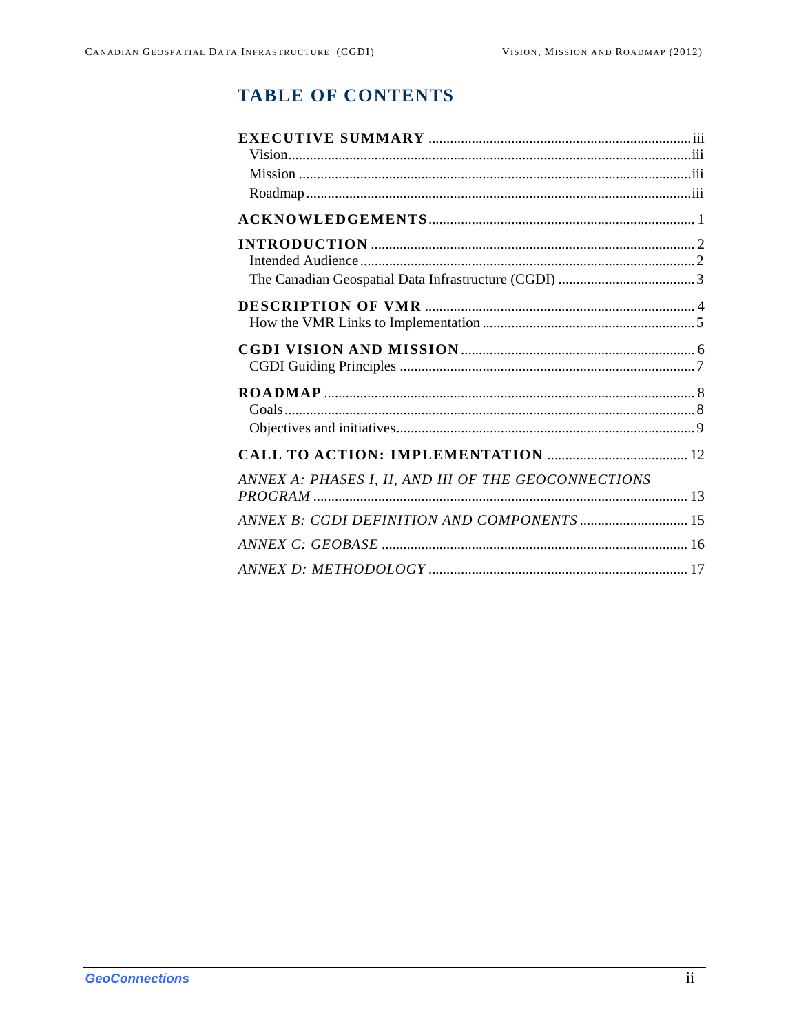# TABLE OF CONTENTS

**EXECUTIVE SUMMARY** .......... iii
- Vision .......... iii
- Mission .......... iii
- Roadmap .......... iii

**ACKNOWLEDGEMENTS** .......... 1

**INTRODUCTION** .......... 2
- Intended Audience .......... 2
- The Canadian Geospatial Data Infrastructure (CGDI) .......... 3

**DESCRIPTION OF VMR** .......... 4
- How the VMR Links to Implementation .......... 5

**CGDI VISION AND MISSION** .......... 6
- CGDI Guiding Principles .......... 7

**ROADMAP** .......... 8
- Goals .......... 8
- Objectives and initiatives .......... 9

**CALL TO ACTION: IMPLEMENTATION** .......... 12

*ANNEX A: PHASES I, II, AND III OF THE GEOCONNECTIONS PROGRAM* .......... 13

*ANNEX B: CGDI DEFINITION AND COMPONENTS* .......... 15

*ANNEX C: GEOBASE* .......... 16

*ANNEX D: METHODOLOGY* .......... 17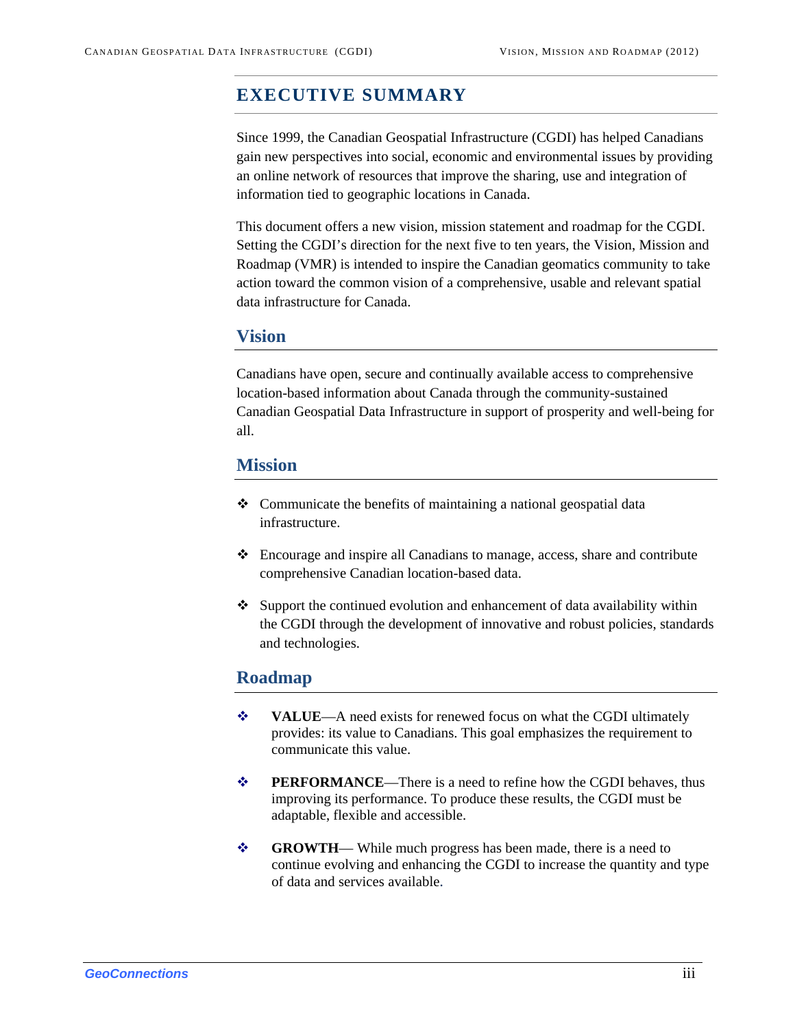# EXECUTIVE SUMMARY

Since 1999, the Canadian Geospatial Infrastructure (CGDI) has helped Canadians gain new perspectives into social, economic and environmental issues by providing an online network of resources that improve the sharing, use and integration of information tied to geographic locations in Canada.

This document offers a new vision, mission statement and roadmap for the CGDI. Setting the CGDI's direction for the next five to ten years, the Vision, Mission and Roadmap (VMR) is intended to inspire the Canadian geomatics community to take action toward the common vision of a comprehensive, usable and relevant spatial data infrastructure for Canada.

## Vision

Canadians have open, secure and continually available access to comprehensive location-based information about Canada through the community-sustained Canadian Geospatial Data Infrastructure in support of prosperity and well-being for all.

## Mission

- Communicate the benefits of maintaining a national geospatial data infrastructure.
- Encourage and inspire all Canadians to manage, access, share and contribute comprehensive Canadian location-based data.
- Support the continued evolution and enhancement of data availability within the CGDI through the development of innovative and robust policies, standards and technologies.

## Roadmap

- **VALUE**—A need exists for renewed focus on what the CGDI ultimately provides: its value to Canadians. This goal emphasizes the requirement to communicate this value.
- **PERFORMANCE**—There is a need to refine how the CGDI behaves, thus improving its performance. To produce these results, the CGDI must be adaptable, flexible and accessible.
- **GROWTH**— While much progress has been made, there is a need to continue evolving and enhancing the CGDI to increase the quantity and type of data and services available.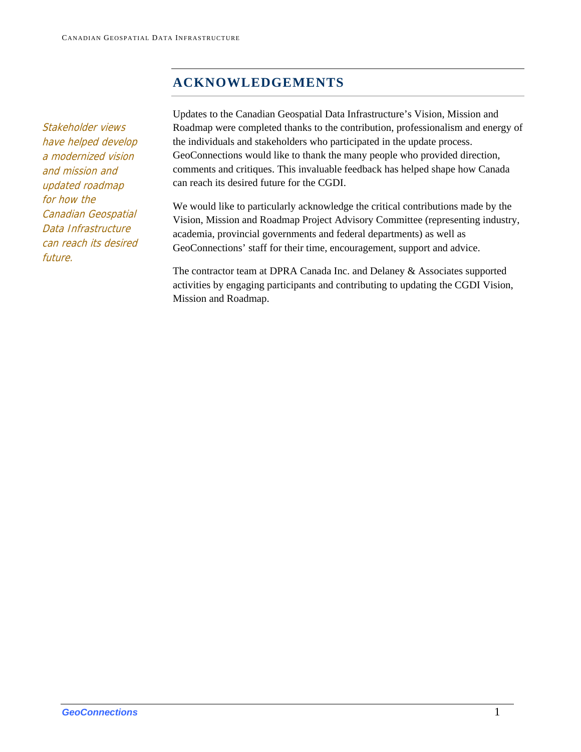## ACKNOWLEDGEMENTS

*Stakeholder views have helped develop a modernized vision and mission and updated roadmap for how the Canadian Geospatial Data Infrastructure can reach its desired future.*

Updates to the Canadian Geospatial Data Infrastructure's Vision, Mission and Roadmap were completed thanks to the contribution, professionalism and energy of the individuals and stakeholders who participated in the update process. GeoConnections would like to thank the many people who provided direction, comments and critiques. This invaluable feedback has helped shape how Canada can reach its desired future for the CGDI.

We would like to particularly acknowledge the critical contributions made by the Vision, Mission and Roadmap Project Advisory Committee (representing industry, academia, provincial governments and federal departments) as well as GeoConnections' staff for their time, encouragement, support and advice.

The contractor team at DPRA Canada Inc. and Delaney & Associates supported activities by engaging participants and contributing to updating the CGDI Vision, Mission and Roadmap.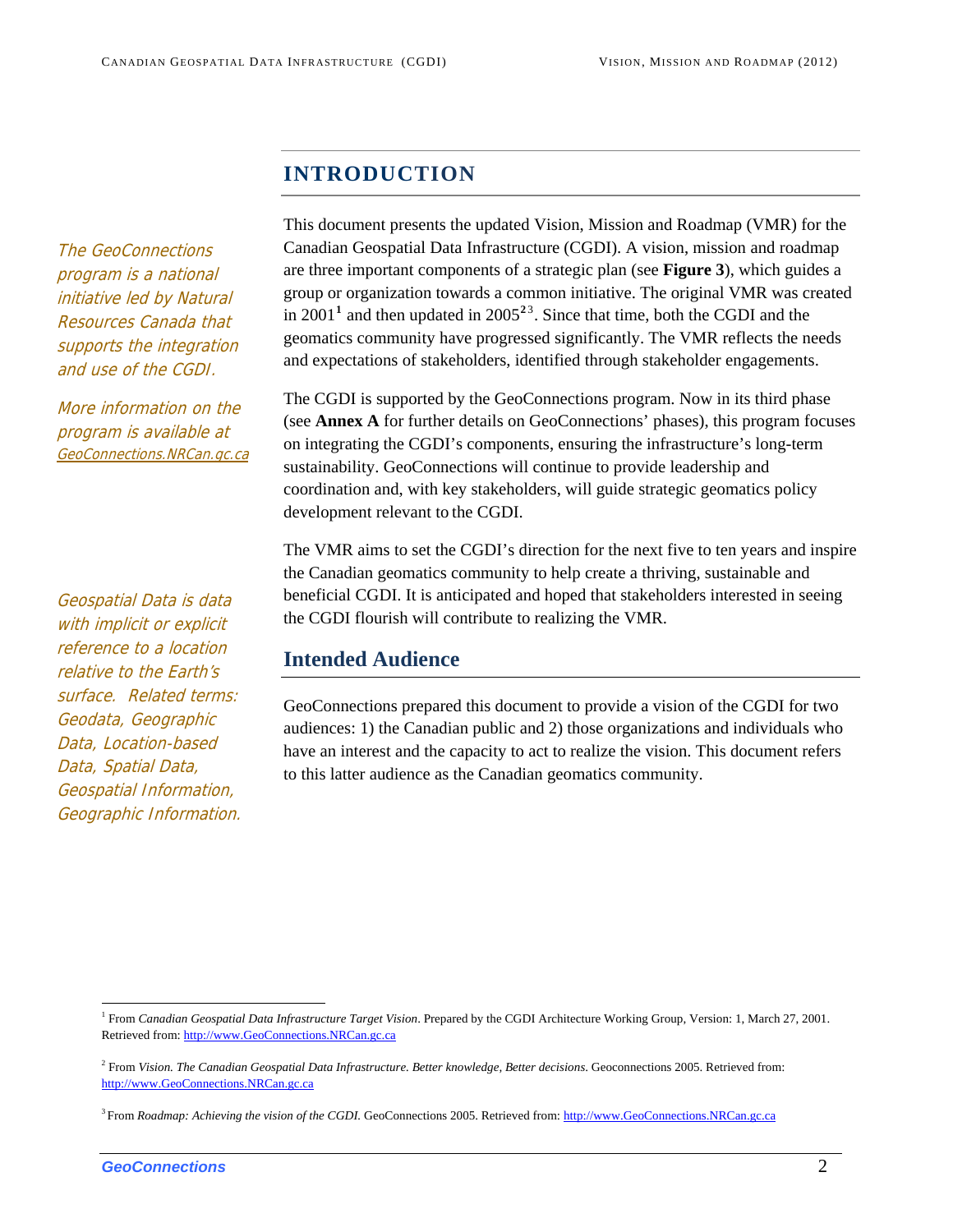## INTRODUCTION

*The GeoConnections program is a national initiative led by Natural Resources Canada that supports the integration and use of the CGDI.*

*More information on the program is available at [GeoConnections.NRCan.gc.ca](http://GeoConnections.NRCan.gc.ca)*

This document presents the updated Vision, Mission and Roadmap (VMR) for the Canadian Geospatial Data Infrastructure (CGDI). A vision, mission and roadmap are three important components of a strategic plan (see **Figure 3**), which guides a group or organization towards a common initiative. The original VMR was created in 2001[1] and then updated in 2005[2][3]. Since that time, both the CGDI and the geomatics community have progressed significantly. The VMR reflects the needs and expectations of stakeholders, identified through stakeholder engagements.

The CGDI is supported by the GeoConnections program. Now in its third phase (see **Annex A** for further details on GeoConnections' phases), this program focuses on integrating the CGDI's components, ensuring the infrastructure's long-term sustainability. GeoConnections will continue to provide leadership and coordination and, with key stakeholders, will guide strategic geomatics policy development relevant to the CGDI.

*Geospatial Data is data with implicit or explicit reference to a location relative to the Earth's surface. Related terms: Geodata, Geographic Data, Location-based Data, Spatial Data, Geospatial Information, Geographic Information.*

The VMR aims to set the CGDI's direction for the next five to ten years and inspire the Canadian geomatics community to help create a thriving, sustainable and beneficial CGDI. It is anticipated and hoped that stakeholders interested in seeing the CGDI flourish will contribute to realizing the VMR.

### Intended Audience

GeoConnections prepared this document to provide a vision of the CGDI for two audiences: 1) the Canadian public and 2) those organizations and individuals who have an interest and the capacity to act to realize the vision. This document refers to this latter audience as the Canadian geomatics community.

---

[1] From *Canadian Geospatial Data Infrastructure Target Vision*. Prepared by the CGDI Architecture Working Group, Version: 1, March 27, 2001. Retrieved from: http://www.GeoConnections.NRCan.gc.ca

[2] From *Vision. The Canadian Geospatial Data Infrastructure. Better knowledge, Better decisions.* Geoconnections 2005. Retrieved from: http://www.GeoConnections.NRCan.gc.ca

[3] From *Roadmap: Achieving the vision of the CGDI.* GeoConnections 2005. Retrieved from: http://www.GeoConnections.NRCan.gc.ca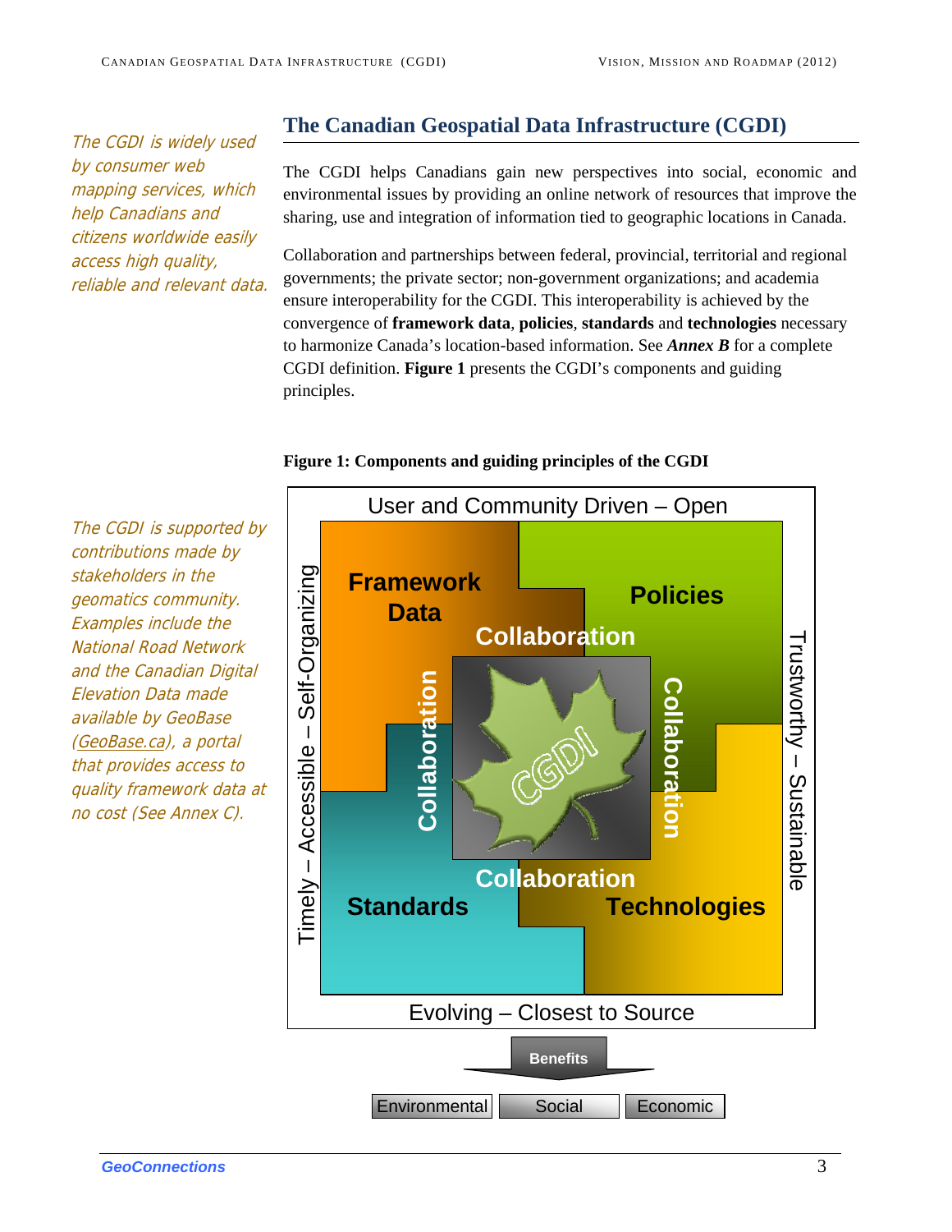## The Canadian Geospatial Data Infrastructure (CGDI)

*The CGDI is widely used by consumer web mapping services, which help Canadians and citizens worldwide easily access high quality, reliable and relevant data.*

The CGDI helps Canadians gain new perspectives into social, economic and environmental issues by providing an online network of resources that improve the sharing, use and integration of information tied to geographic locations in Canada.

Collaboration and partnerships between federal, provincial, territorial and regional governments; the private sector; non-government organizations; and academia ensure interoperability for the CGDI. This interoperability is achieved by the convergence of **framework data**, **policies**, **standards** and **technologies** necessary to harmonize Canada's location-based information. See ***Annex B*** for a complete CGDI definition. **Figure 1** presents the CGDI's components and guiding principles.

*The CGDI is supported by contributions made by stakeholders in the geomatics community. Examples include the National Road Network and the Canadian Digital Elevation Data made available by GeoBase (GeoBase.ca), a portal that provides access to quality framework data at no cost (See Annex C).*

**Figure 1: Components and guiding principles of the CGDI**

User and Community Driven – Open

Timely – Accessible – Self-Organizing

Trustworthy – Sustainable

Evolving – Closest to Source

Framework Data | Policies | Standards | Technologies

Collaboration | CGDI

Benefits: Environmental | Social | Economic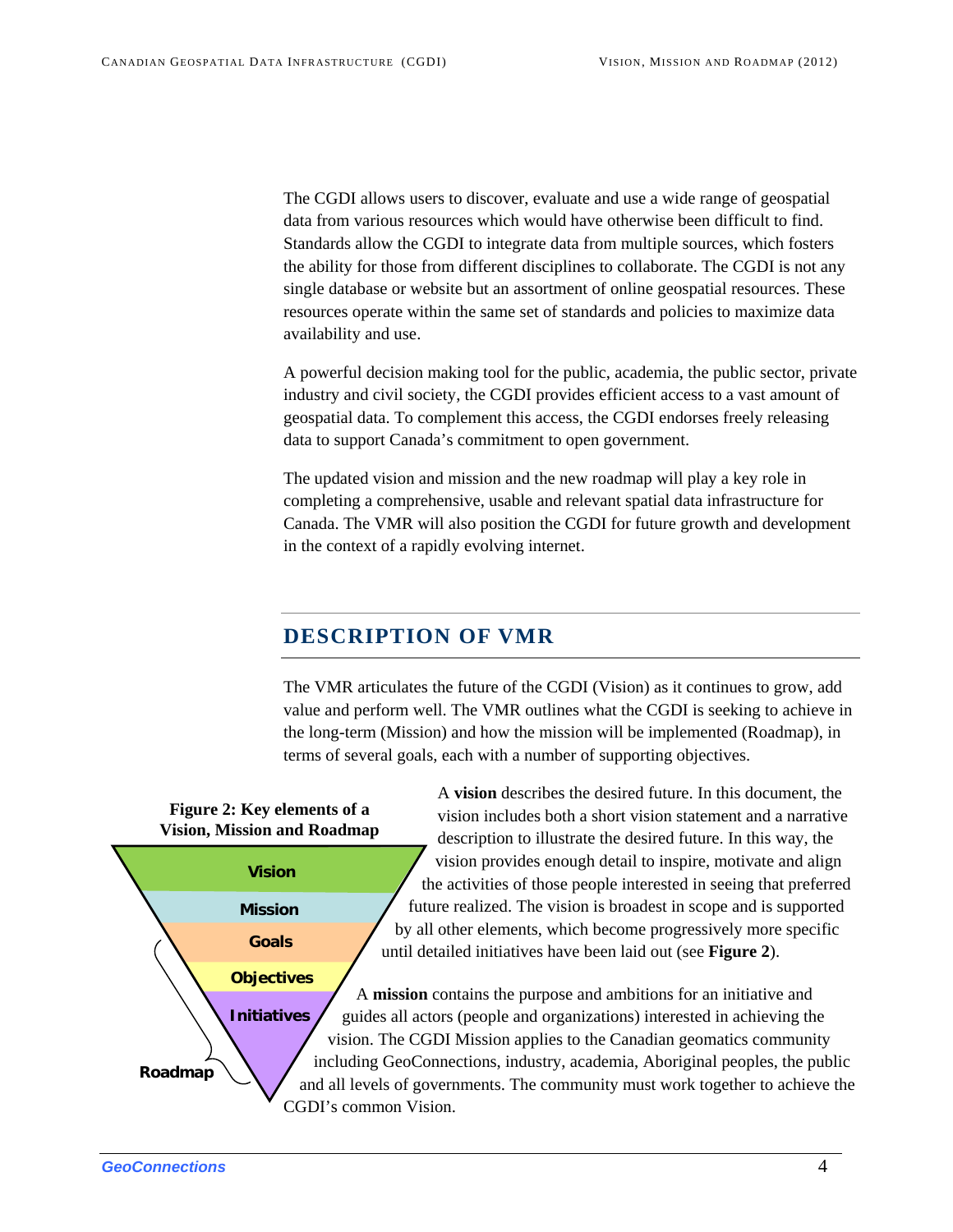The CGDI allows users to discover, evaluate and use a wide range of geospatial data from various resources which would have otherwise been difficult to find. Standards allow the CGDI to integrate data from multiple sources, which fosters the ability for those from different disciplines to collaborate. The CGDI is not any single database or website but an assortment of online geospatial resources. These resources operate within the same set of standards and policies to maximize data availability and use.

A powerful decision making tool for the public, academia, the public sector, private industry and civil society, the CGDI provides efficient access to a vast amount of geospatial data. To complement this access, the CGDI endorses freely releasing data to support Canada's commitment to open government.

The updated vision and mission and the new roadmap will play a key role in completing a comprehensive, usable and relevant spatial data infrastructure for Canada. The VMR will also position the CGDI for future growth and development in the context of a rapidly evolving internet.

## DESCRIPTION OF VMR

The VMR articulates the future of the CGDI (Vision) as it continues to grow, add value and perform well. The VMR outlines what the CGDI is seeking to achieve in the long-term (Mission) and how the mission will be implemented (Roadmap), in terms of several goals, each with a number of supporting objectives.

**Figure 2: Key elements of a Vision, Mission and Roadmap**

Vision

Mission

Goals

Objectives

Initiatives

Roadmap

A **vision** describes the desired future. In this document, the vision includes both a short vision statement and a narrative description to illustrate the desired future. In this way, the vision provides enough detail to inspire, motivate and align the activities of those people interested in seeing that preferred future realized. The vision is broadest in scope and is supported by all other elements, which become progressively more specific until detailed initiatives have been laid out (see **Figure 2**).

A **mission** contains the purpose and ambitions for an initiative and guides all actors (people and organizations) interested in achieving the vision. The CGDI Mission applies to the Canadian geomatics community including GeoConnections, industry, academia, Aboriginal peoples, the public and all levels of governments. The community must work together to achieve the CGDI's common Vision.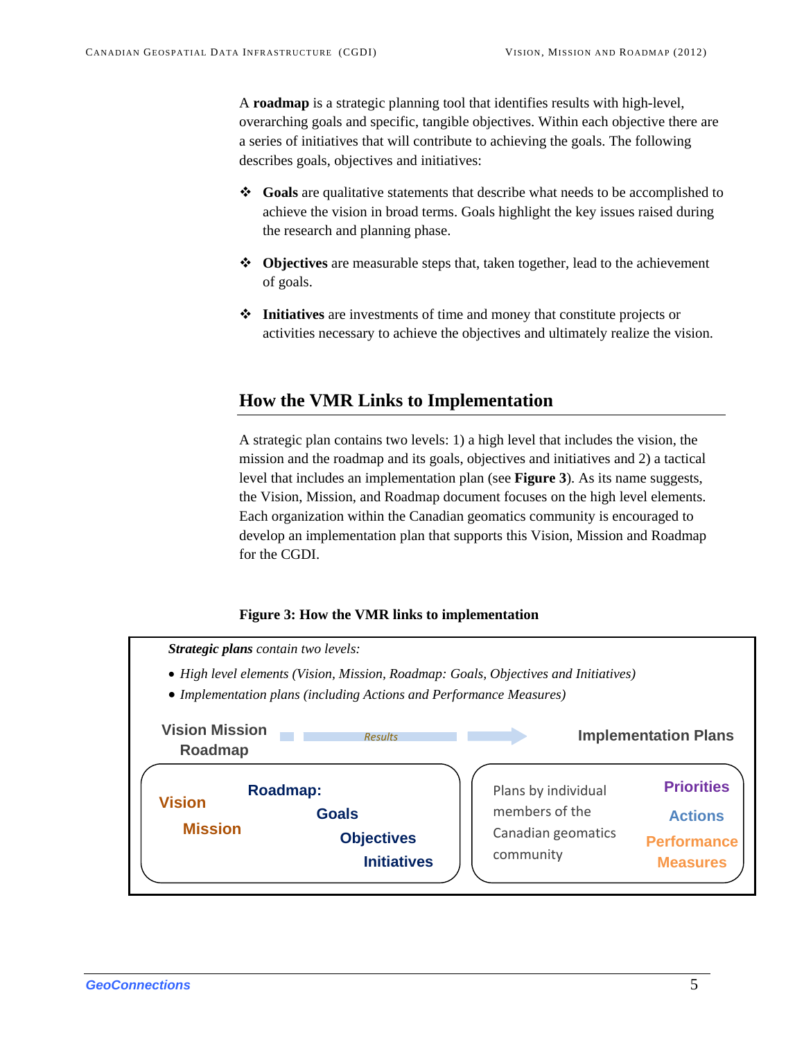A **roadmap** is a strategic planning tool that identifies results with high-level, overarching goals and specific, tangible objectives. Within each objective there are a series of initiatives that will contribute to achieving the goals. The following describes goals, objectives and initiatives:

- **Goals** are qualitative statements that describe what needs to be accomplished to achieve the vision in broad terms. Goals highlight the key issues raised during the research and planning phase.
- **Objectives** are measurable steps that, taken together, lead to the achievement of goals.
- **Initiatives** are investments of time and money that constitute projects or activities necessary to achieve the objectives and ultimately realize the vision.

## How the VMR Links to Implementation

A strategic plan contains two levels: 1) a high level that includes the vision, the mission and the roadmap and its goals, objectives and initiatives and 2) a tactical level that includes an implementation plan (see **Figure 3**). As its name suggests, the Vision, Mission, and Roadmap document focuses on the high level elements. Each organization within the Canadian geomatics community is encouraged to develop an implementation plan that supports this Vision, Mission and Roadmap for the CGDI.

**Figure 3: How the VMR links to implementation**

***Strategic plans*** *contain two levels:*

- *High level elements (Vision, Mission, Roadmap: Goals, Objectives and Initiatives)*
- *Implementation plans (including Actions and Performance Measures)*

**Vision Mission Roadmap** → *Results* → **Implementation Plans**

| Vision Mission Roadmap | Implementation Plans |
|---|---|
| **Vision**<br>**Mission**<br>**Roadmap:** **Goals**, **Objectives**, **Initiatives** | Plans by individual members of the Canadian geomatics community<br>**Priorities**<br>**Actions**<br>**Performance Measures** |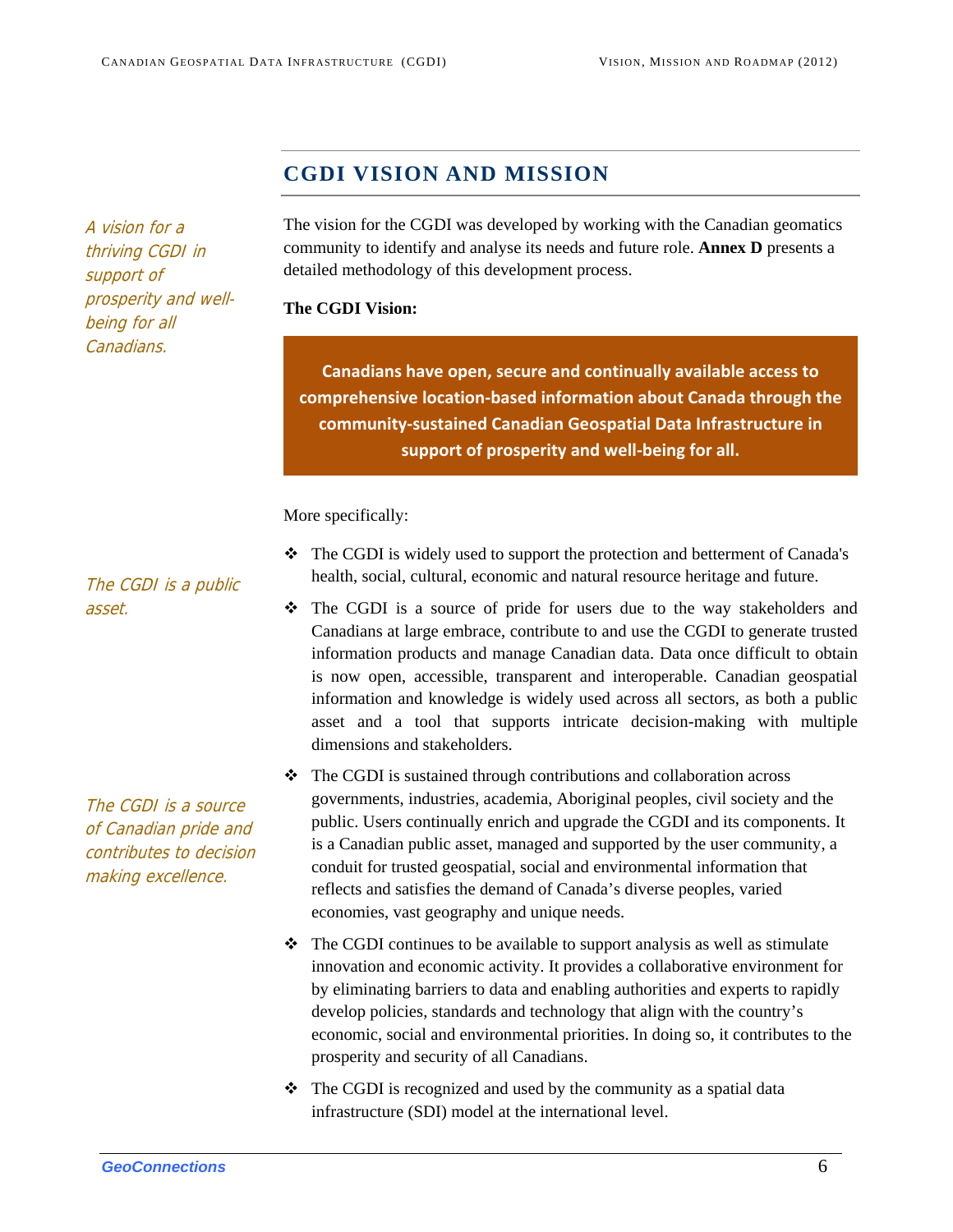## CGDI VISION AND MISSION

*A vision for a thriving CGDI in support of prosperity and well-being for all Canadians.*

The vision for the CGDI was developed by working with the Canadian geomatics community to identify and analyse its needs and future role. **Annex D** presents a detailed methodology of this development process.

**The CGDI Vision:**

> **Canadians have open, secure and continually available access to comprehensive location-based information about Canada through the community-sustained Canadian Geospatial Data Infrastructure in support of prosperity and well-being for all.**

More specifically:

*The CGDI is a public asset.*

*The CGDI is a source of Canadian pride and contributes to decision making excellence.*

- The CGDI is widely used to support the protection and betterment of Canada's health, social, cultural, economic and natural resource heritage and future.
- The CGDI is a source of pride for users due to the way stakeholders and Canadians at large embrace, contribute to and use the CGDI to generate trusted information products and manage Canadian data. Data once difficult to obtain is now open, accessible, transparent and interoperable. Canadian geospatial information and knowledge is widely used across all sectors, as both a public asset and a tool that supports intricate decision-making with multiple dimensions and stakeholders.
- The CGDI is sustained through contributions and collaboration across governments, industries, academia, Aboriginal peoples, civil society and the public. Users continually enrich and upgrade the CGDI and its components. It is a Canadian public asset, managed and supported by the user community, a conduit for trusted geospatial, social and environmental information that reflects and satisfies the demand of Canada's diverse peoples, varied economies, vast geography and unique needs.
- The CGDI continues to be available to support analysis as well as stimulate innovation and economic activity. It provides a collaborative environment for by eliminating barriers to data and enabling authorities and experts to rapidly develop policies, standards and technology that align with the country's economic, social and environmental priorities. In doing so, it contributes to the prosperity and security of all Canadians.
- The CGDI is recognized and used by the community as a spatial data infrastructure (SDI) model at the international level.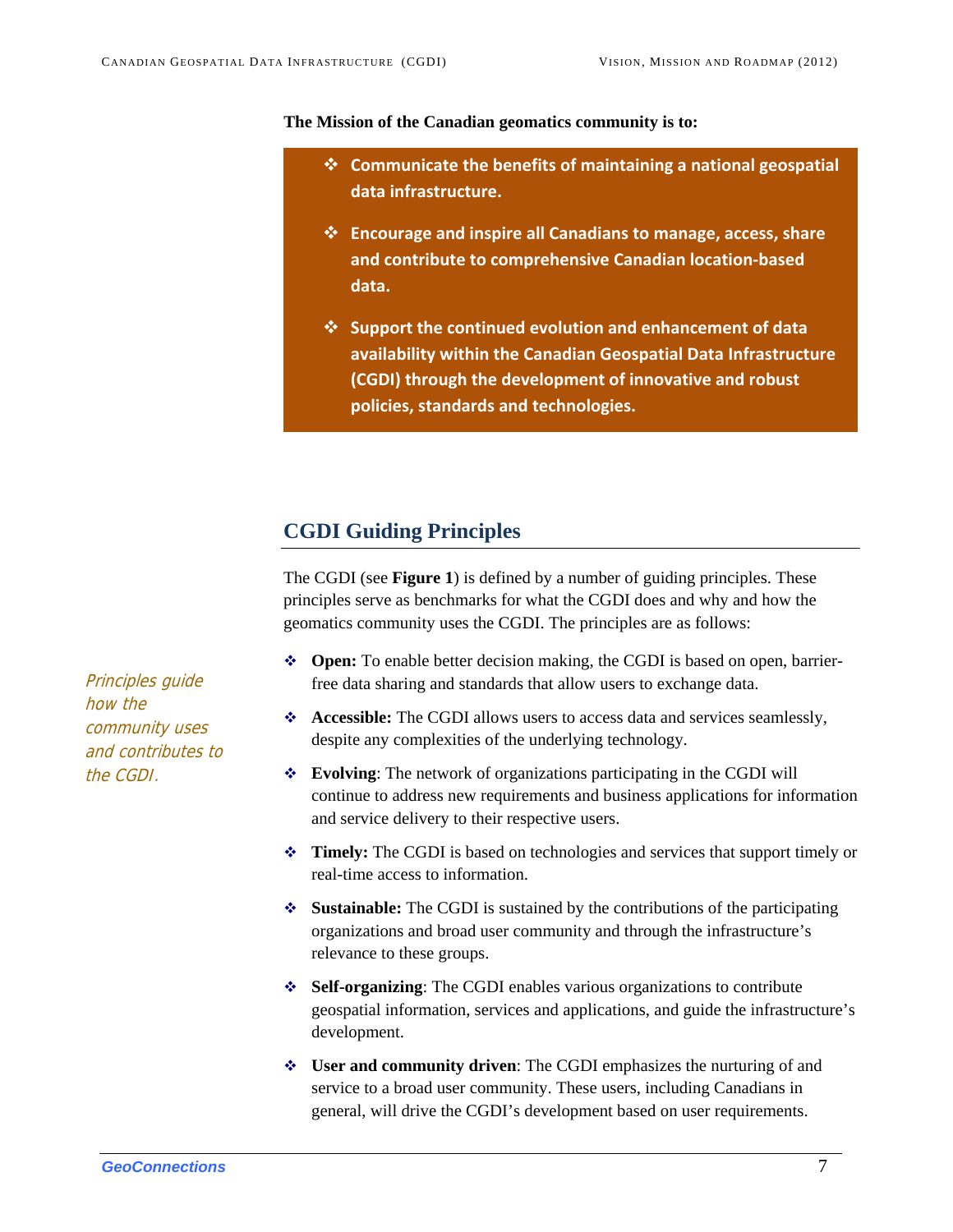**The Mission of the Canadian geomatics community is to:**

- **Communicate the benefits of maintaining a national geospatial data infrastructure.**
- **Encourage and inspire all Canadians to manage, access, share and contribute to comprehensive Canadian location-based data.**
- **Support the continued evolution and enhancement of data availability within the Canadian Geospatial Data Infrastructure (CGDI) through the development of innovative and robust policies, standards and technologies.**

## CGDI Guiding Principles

*Principles guide how the community uses and contributes to the CGDI.*

The CGDI (see **Figure 1**) is defined by a number of guiding principles. These principles serve as benchmarks for what the CGDI does and why and how the geomatics community uses the CGDI. The principles are as follows:

- **Open:** To enable better decision making, the CGDI is based on open, barrier-free data sharing and standards that allow users to exchange data.
- **Accessible:** The CGDI allows users to access data and services seamlessly, despite any complexities of the underlying technology.
- **Evolving**: The network of organizations participating in the CGDI will continue to address new requirements and business applications for information and service delivery to their respective users.
- **Timely:** The CGDI is based on technologies and services that support timely or real-time access to information.
- **Sustainable:** The CGDI is sustained by the contributions of the participating organizations and broad user community and through the infrastructure's relevance to these groups.
- **Self-organizing**: The CGDI enables various organizations to contribute geospatial information, services and applications, and guide the infrastructure's development.
- **User and community driven**: The CGDI emphasizes the nurturing of and service to a broad user community. These users, including Canadians in general, will drive the CGDI's development based on user requirements.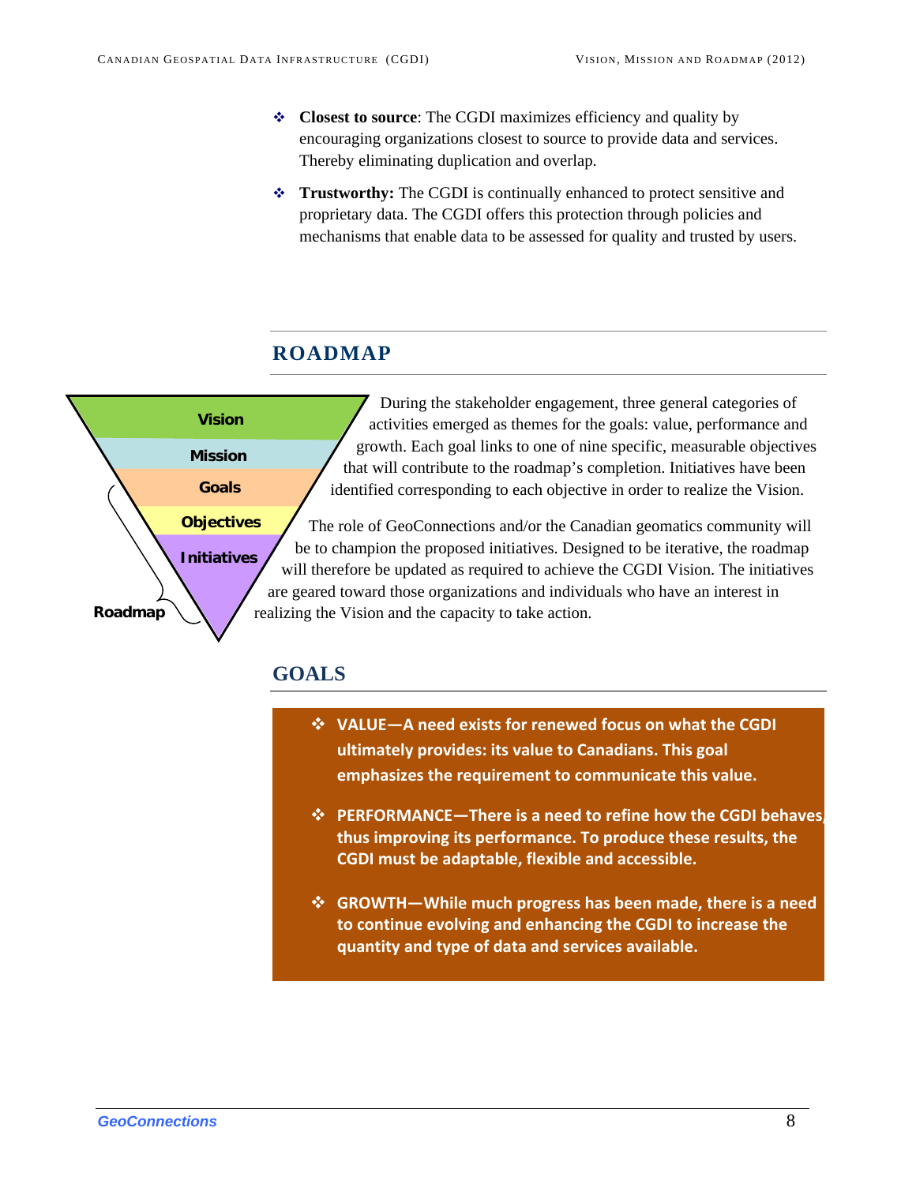- **Closest to source**: The CGDI maximizes efficiency and quality by encouraging organizations closest to source to provide data and services. Thereby eliminating duplication and overlap.
- **Trustworthy:** The CGDI is continually enhanced to protect sensitive and proprietary data. The CGDI offers this protection through policies and mechanisms that enable data to be assessed for quality and trusted by users.

## ROADMAP

Vision
Mission
Goals
Objectives
Initiatives
Roadmap

During the stakeholder engagement, three general categories of activities emerged as themes for the goals: value, performance and growth. Each goal links to one of nine specific, measurable objectives that will contribute to the roadmap's completion. Initiatives have been identified corresponding to each objective in order to realize the Vision.

The role of GeoConnections and/or the Canadian geomatics community will be to champion the proposed initiatives. Designed to be iterative, the roadmap will therefore be updated as required to achieve the CGDI Vision. The initiatives are geared toward those organizations and individuals who have an interest in realizing the Vision and the capacity to take action.

## GOALS

- **VALUE—A need exists for renewed focus on what the CGDI ultimately provides: its value to Canadians. This goal emphasizes the requirement to communicate this value.**
- **PERFORMANCE—There is a need to refine how the CGDI behaves, thus improving its performance. To produce these results, the CGDI must be adaptable, flexible and accessible.**
- **GROWTH—While much progress has been made, there is a need to continue evolving and enhancing the CGDI to increase the quantity and type of data and services available.**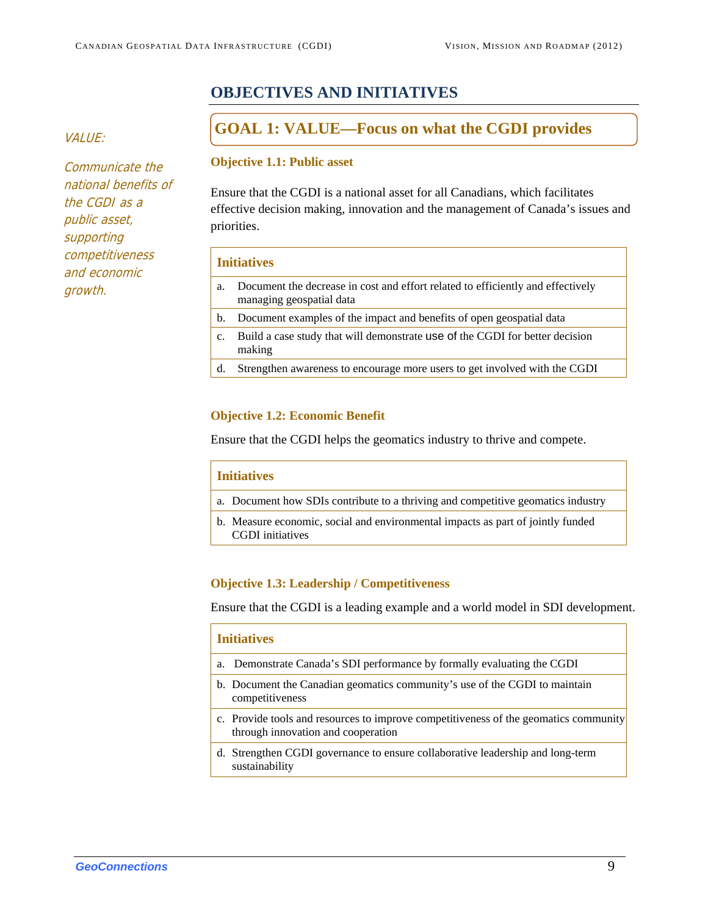## OBJECTIVES AND INITIATIVES

*VALUE:*

*Communicate the national benefits of the CGDI as a public asset, supporting competitiveness and economic growth.*

### GOAL 1: VALUE—Focus on what the CGDI provides

**Objective 1.1: Public asset**

Ensure that the CGDI is a national asset for all Canadians, which facilitates effective decision making, innovation and the management of Canada's issues and priorities.

| Initiatives |
|---|
| a. Document the decrease in cost and effort related to efficiently and effectively managing geospatial data |
| b. Document examples of the impact and benefits of open geospatial data |
| c. Build a case study that will demonstrate use of the CGDI for better decision making |
| d. Strengthen awareness to encourage more users to get involved with the CGDI |

**Objective 1.2: Economic Benefit**

Ensure that the CGDI helps the geomatics industry to thrive and compete.

| Initiatives |
|---|
| a. Document how SDIs contribute to a thriving and competitive geomatics industry |
| b. Measure economic, social and environmental impacts as part of jointly funded CGDI initiatives |

**Objective 1.3: Leadership / Competitiveness**

Ensure that the CGDI is a leading example and a world model in SDI development.

| Initiatives |
|---|
| a. Demonstrate Canada's SDI performance by formally evaluating the CGDI |
| b. Document the Canadian geomatics community's use of the CGDI to maintain competitiveness |
| c. Provide tools and resources to improve competitiveness of the geomatics community through innovation and cooperation |
| d. Strengthen CGDI governance to ensure collaborative leadership and long-term sustainability |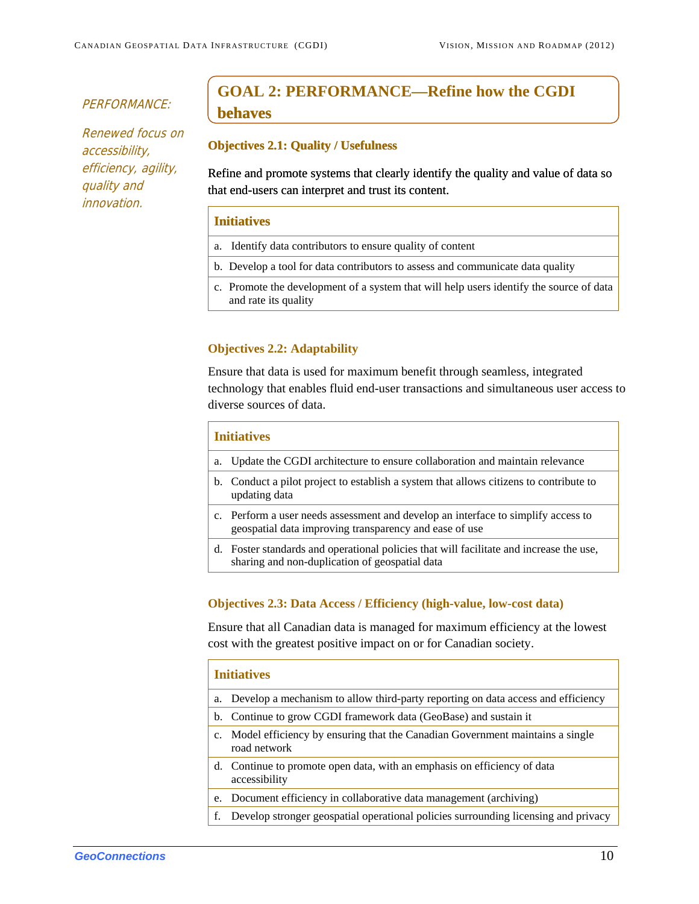*PERFORMANCE:*

*Renewed focus on accessibility, efficiency, agility, quality and innovation.*

## GOAL 2: PERFORMANCE—Refine how the CGDI behaves

### Objectives 2.1: Quality / Usefulness

Refine and promote systems that clearly identify the quality and value of data so that end-users can interpret and trust its content.

| Initiatives |
| --- |
| a. Identify data contributors to ensure quality of content |
| b. Develop a tool for data contributors to assess and communicate data quality |
| c. Promote the development of a system that will help users identify the source of data and rate its quality |

### Objectives 2.2: Adaptability

Ensure that data is used for maximum benefit through seamless, integrated technology that enables fluid end-user transactions and simultaneous user access to diverse sources of data.

| Initiatives |
| --- |
| a. Update the CGDI architecture to ensure collaboration and maintain relevance |
| b. Conduct a pilot project to establish a system that allows citizens to contribute to updating data |
| c. Perform a user needs assessment and develop an interface to simplify access to geospatial data improving transparency and ease of use |
| d. Foster standards and operational policies that will facilitate and increase the use, sharing and non-duplication of geospatial data |

### Objectives 2.3: Data Access / Efficiency (high-value, low-cost data)

Ensure that all Canadian data is managed for maximum efficiency at the lowest cost with the greatest positive impact on or for Canadian society.

| Initiatives |
| --- |
| a. Develop a mechanism to allow third-party reporting on data access and efficiency |
| b. Continue to grow CGDI framework data (GeoBase) and sustain it |
| c. Model efficiency by ensuring that the Canadian Government maintains a single road network |
| d. Continue to promote open data, with an emphasis on efficiency of data accessibility |
| e. Document efficiency in collaborative data management (archiving) |
| f. Develop stronger geospatial operational policies surrounding licensing and privacy |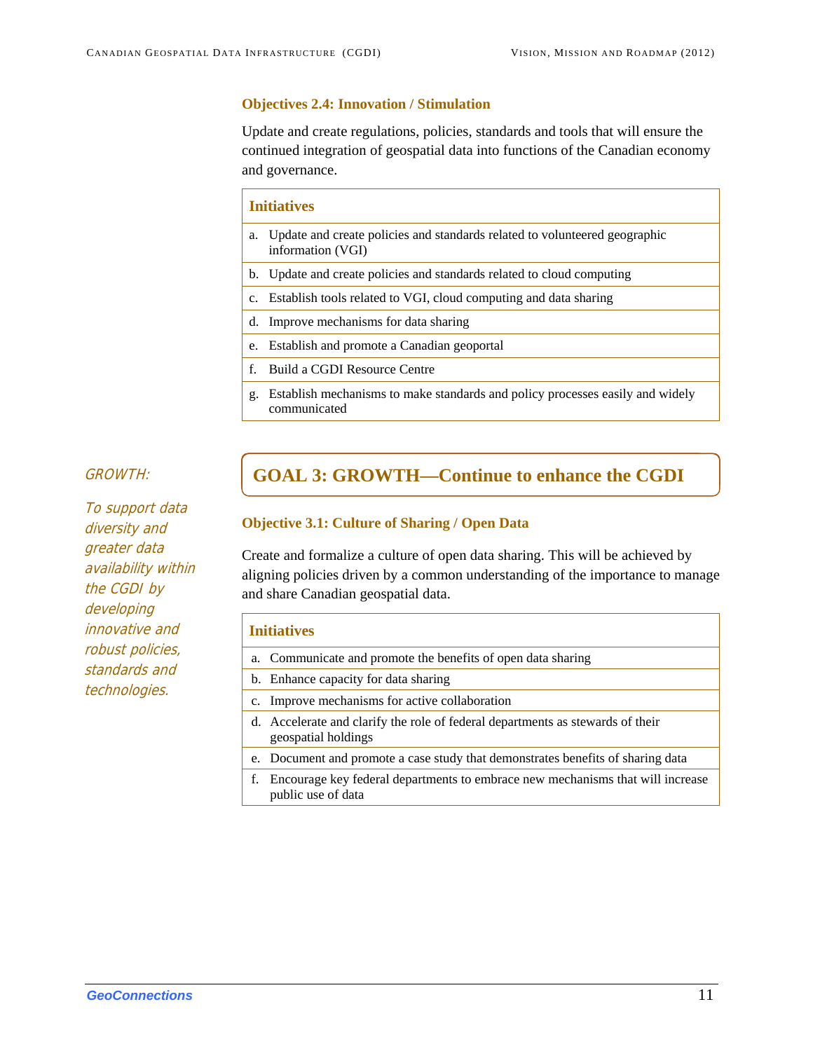### Objectives 2.4: Innovation / Stimulation

Update and create regulations, policies, standards and tools that will ensure the continued integration of geospatial data into functions of the Canadian economy and governance.

| Initiatives |
|---|
| a. Update and create policies and standards related to volunteered geographic information (VGI) |
| b. Update and create policies and standards related to cloud computing |
| c. Establish tools related to VGI, cloud computing and data sharing |
| d. Improve mechanisms for data sharing |
| e. Establish and promote a Canadian geoportal |
| f. Build a CGDI Resource Centre |
| g. Establish mechanisms to make standards and policy processes easily and widely communicated |

*GROWTH:*

*To support data diversity and greater data availability within the CGDI by developing innovative and robust policies, standards and technologies.*

## GOAL 3: GROWTH—Continue to enhance the CGDI

### Objective 3.1: Culture of Sharing / Open Data

Create and formalize a culture of open data sharing. This will be achieved by aligning policies driven by a common understanding of the importance to manage and share Canadian geospatial data.

| Initiatives |
|---|
| a. Communicate and promote the benefits of open data sharing |
| b. Enhance capacity for data sharing |
| c. Improve mechanisms for active collaboration |
| d. Accelerate and clarify the role of federal departments as stewards of their geospatial holdings |
| e. Document and promote a case study that demonstrates benefits of sharing data |
| f. Encourage key federal departments to embrace new mechanisms that will increase public use of data |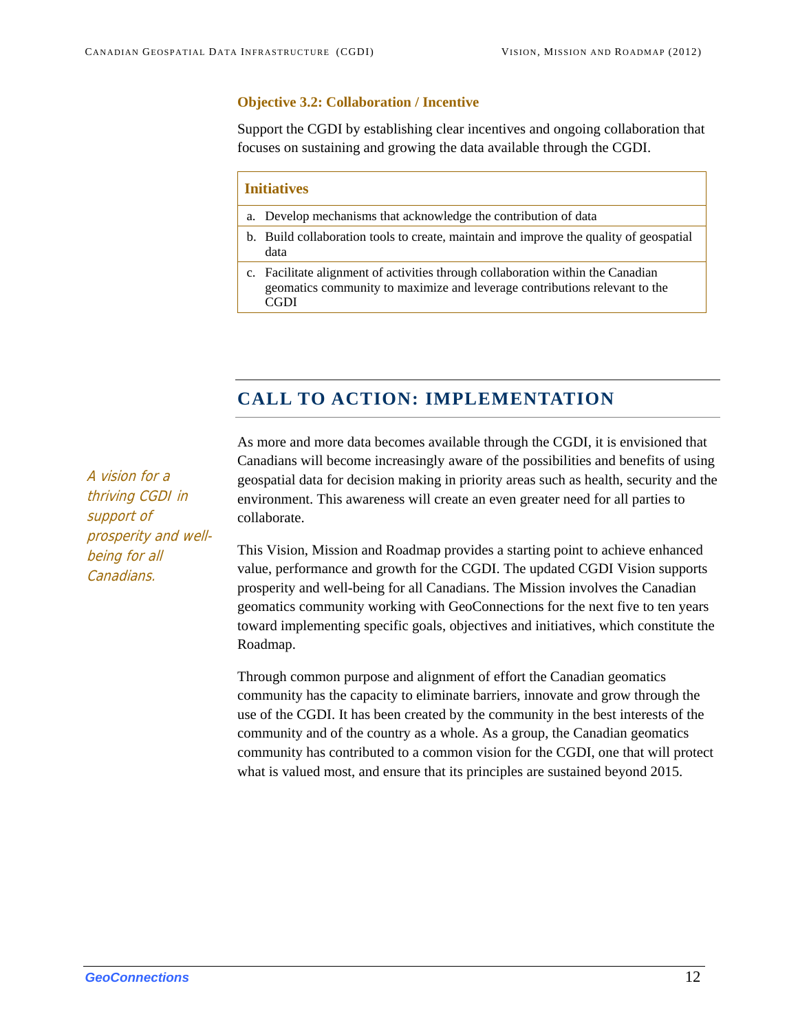#### Objective 3.2: Collaboration / Incentive

Support the CGDI by establishing clear incentives and ongoing collaboration that focuses on sustaining and growing the data available through the CGDI.

| Initiatives |
| --- |
| a. Develop mechanisms that acknowledge the contribution of data |
| b. Build collaboration tools to create, maintain and improve the quality of geospatial data |
| c. Facilitate alignment of activities through collaboration within the Canadian geomatics community to maximize and leverage contributions relevant to the CGDI |

## CALL TO ACTION: IMPLEMENTATION

*A vision for a thriving CGDI in support of prosperity and well-being for all Canadians.*

As more and more data becomes available through the CGDI, it is envisioned that Canadians will become increasingly aware of the possibilities and benefits of using geospatial data for decision making in priority areas such as health, security and the environment. This awareness will create an even greater need for all parties to collaborate.

This Vision, Mission and Roadmap provides a starting point to achieve enhanced value, performance and growth for the CGDI. The updated CGDI Vision supports prosperity and well-being for all Canadians. The Mission involves the Canadian geomatics community working with GeoConnections for the next five to ten years toward implementing specific goals, objectives and initiatives, which constitute the Roadmap.

Through common purpose and alignment of effort the Canadian geomatics community has the capacity to eliminate barriers, innovate and grow through the use of the CGDI. It has been created by the community in the best interests of the community and of the country as a whole. As a group, the Canadian geomatics community has contributed to a common vision for the CGDI, one that will protect what is valued most, and ensure that its principles are sustained beyond 2015.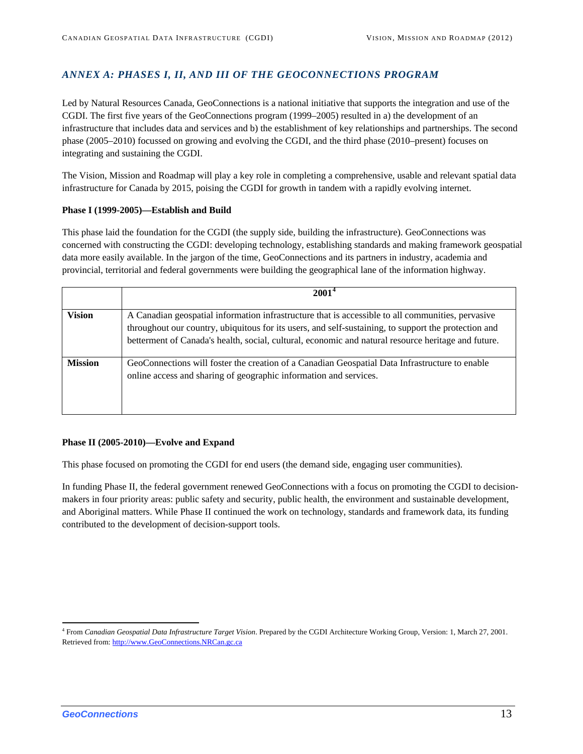## ANNEX A: PHASES I, II, AND III OF THE GEOCONNECTIONS PROGRAM

Led by Natural Resources Canada, GeoConnections is a national initiative that supports the integration and use of the CGDI. The first five years of the GeoConnections program (1999–2005) resulted in a) the development of an infrastructure that includes data and services and b) the establishment of key relationships and partnerships. The second phase (2005–2010) focussed on growing and evolving the CGDI, and the third phase (2010–present) focuses on integrating and sustaining the CGDI.

The Vision, Mission and Roadmap will play a key role in completing a comprehensive, usable and relevant spatial data infrastructure for Canada by 2015, poising the CGDI for growth in tandem with a rapidly evolving internet.

**Phase I (1999-2005)—Establish and Build**

This phase laid the foundation for the CGDI (the supply side, building the infrastructure). GeoConnections was concerned with constructing the CGDI: developing technology, establishing standards and making framework geospatial data more easily available. In the jargon of the time, GeoConnections and its partners in industry, academia and provincial, territorial and federal governments were building the geographical lane of the information highway.

| | **2001**[4] |
|---|---|
| **Vision** | A Canadian geospatial information infrastructure that is accessible to all communities, pervasive throughout our country, ubiquitous for its users, and self-sustaining, to support the protection and betterment of Canada's health, social, cultural, economic and natural resource heritage and future. |
| **Mission** | GeoConnections will foster the creation of a Canadian Geospatial Data Infrastructure to enable online access and sharing of geographic information and services. |

**Phase II (2005-2010)—Evolve and Expand**

This phase focused on promoting the CGDI for end users (the demand side, engaging user communities).

In funding Phase II, the federal government renewed GeoConnections with a focus on promoting the CGDI to decision-makers in four priority areas: public safety and security, public health, the environment and sustainable development, and Aboriginal matters. While Phase II continued the work on technology, standards and framework data, its funding contributed to the development of decision-support tools.

[4] From *Canadian Geospatial Data Infrastructure Target Vision*. Prepared by the CGDI Architecture Working Group, Version: 1, March 27, 2001. Retrieved from: http://www.GeoConnections.NRCan.gc.ca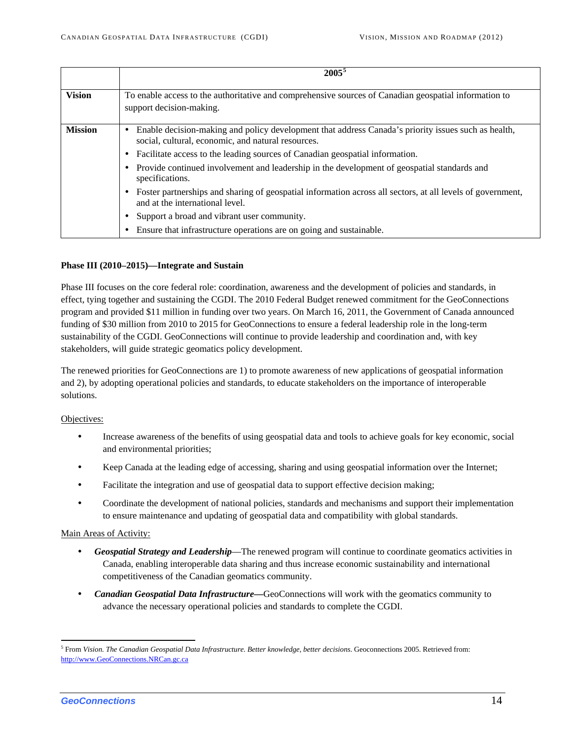| | 2005[5] |
|---|---|
| **Vision** | To enable access to the authoritative and comprehensive sources of Canadian geospatial information to support decision-making. |
| **Mission** | • Enable decision-making and policy development that address Canada's priority issues such as health, social, cultural, economic, and natural resources.<br>• Facilitate access to the leading sources of Canadian geospatial information.<br>• Provide continued involvement and leadership in the development of geospatial standards and specifications.<br>• Foster partnerships and sharing of geospatial information across all sectors, at all levels of government, and at the international level.<br>• Support a broad and vibrant user community.<br>• Ensure that infrastructure operations are on going and sustainable. |

**Phase III (2010–2015)—Integrate and Sustain**

Phase III focuses on the core federal role: coordination, awareness and the development of policies and standards, in effect, tying together and sustaining the CGDI. The 2010 Federal Budget renewed commitment for the GeoConnections program and provided $11 million in funding over two years. On March 16, 2011, the Government of Canada announced funding of $30 million from 2010 to 2015 for GeoConnections to ensure a federal leadership role in the long-term sustainability of the CGDI. GeoConnections will continue to provide leadership and coordination and, with key stakeholders, will guide strategic geomatics policy development.

The renewed priorities for GeoConnections are 1) to promote awareness of new applications of geospatial information and 2), by adopting operational policies and standards, to educate stakeholders on the importance of interoperable solutions.

<u>Objectives:</u>

- Increase awareness of the benefits of using geospatial data and tools to achieve goals for key economic, social and environmental priorities;
- Keep Canada at the leading edge of accessing, sharing and using geospatial information over the Internet;
- Facilitate the integration and use of geospatial data to support effective decision making;
- Coordinate the development of national policies, standards and mechanisms and support their implementation to ensure maintenance and updating of geospatial data and compatibility with global standards.

<u>Main Areas of Activity:</u>

- ***Geospatial Strategy and Leadership***—The renewed program will continue to coordinate geomatics activities in Canada, enabling interoperable data sharing and thus increase economic sustainability and international competitiveness of the Canadian geomatics community.
- ***Canadian Geospatial Data Infrastructure—***GeoConnections will work with the geomatics community to advance the necessary operational policies and standards to complete the CGDI.

[5] From *Vision. The Canadian Geospatial Data Infrastructure. Better knowledge, better decisions.* Geoconnections 2005. Retrieved from: http://www.GeoConnections.NRCan.gc.ca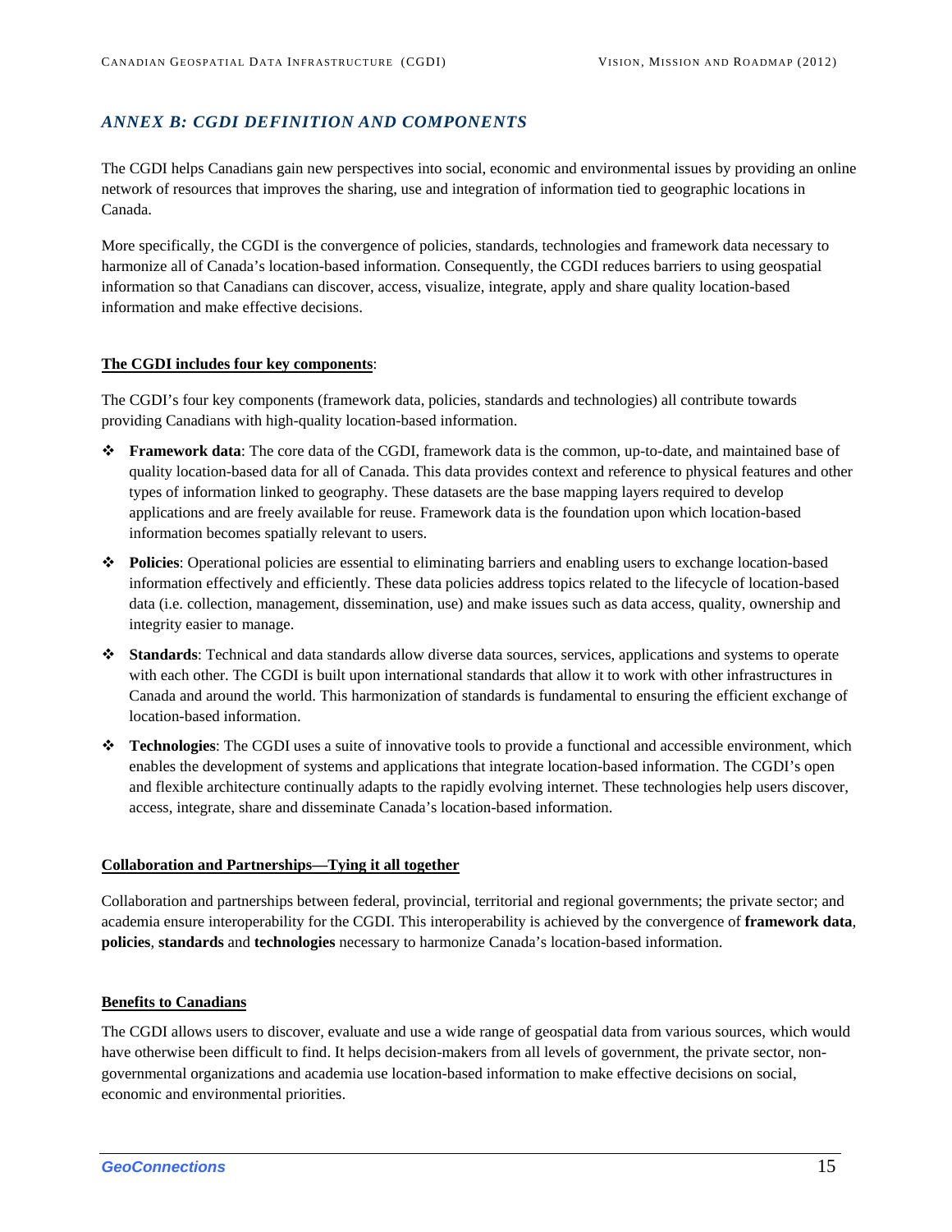## *ANNEX B: CGDI DEFINITION AND COMPONENTS*

The CGDI helps Canadians gain new perspectives into social, economic and environmental issues by providing an online network of resources that improves the sharing, use and integration of information tied to geographic locations in Canada.

More specifically, the CGDI is the convergence of policies, standards, technologies and framework data necessary to harmonize all of Canada's location-based information. Consequently, the CGDI reduces barriers to using geospatial information so that Canadians can discover, access, visualize, integrate, apply and share quality location-based information and make effective decisions.

**The CGDI includes four key components**:

The CGDI's four key components (framework data, policies, standards and technologies) all contribute towards providing Canadians with high-quality location-based information.

- **Framework data**: The core data of the CGDI, framework data is the common, up-to-date, and maintained base of quality location-based data for all of Canada. This data provides context and reference to physical features and other types of information linked to geography. These datasets are the base mapping layers required to develop applications and are freely available for reuse. Framework data is the foundation upon which location-based information becomes spatially relevant to users.
- **Policies**: Operational policies are essential to eliminating barriers and enabling users to exchange location-based information effectively and efficiently. These data policies address topics related to the lifecycle of location-based data (i.e. collection, management, dissemination, use) and make issues such as data access, quality, ownership and integrity easier to manage.
- **Standards**: Technical and data standards allow diverse data sources, services, applications and systems to operate with each other. The CGDI is built upon international standards that allow it to work with other infrastructures in Canada and around the world. This harmonization of standards is fundamental to ensuring the efficient exchange of location-based information.
- **Technologies**: The CGDI uses a suite of innovative tools to provide a functional and accessible environment, which enables the development of systems and applications that integrate location-based information. The CGDI's open and flexible architecture continually adapts to the rapidly evolving internet. These technologies help users discover, access, integrate, share and disseminate Canada's location-based information.

**Collaboration and Partnerships—Tying it all together**

Collaboration and partnerships between federal, provincial, territorial and regional governments; the private sector; and academia ensure interoperability for the CGDI. This interoperability is achieved by the convergence of **framework data**, **policies**, **standards** and **technologies** necessary to harmonize Canada's location-based information.

**Benefits to Canadians**

The CGDI allows users to discover, evaluate and use a wide range of geospatial data from various sources, which would have otherwise been difficult to find. It helps decision-makers from all levels of government, the private sector, non-governmental organizations and academia use location-based information to make effective decisions on social, economic and environmental priorities.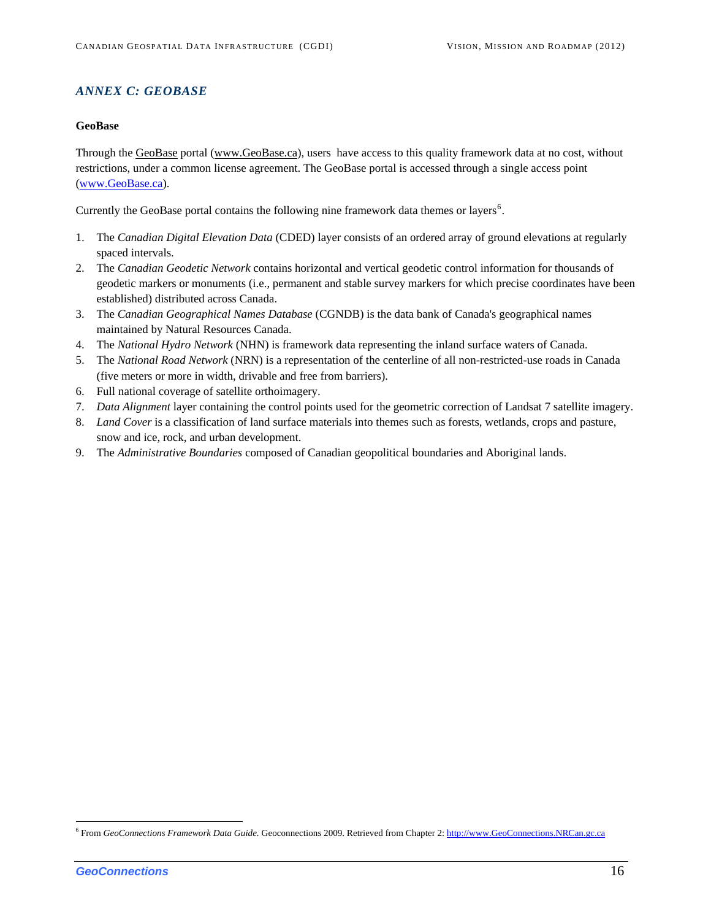## *ANNEX C: GEOBASE*

**GeoBase**

Through the GeoBase portal (www.GeoBase.ca), users have access to this quality framework data at no cost, without restrictions, under a common license agreement. The GeoBase portal is accessed through a single access point (www.GeoBase.ca).

Currently the GeoBase portal contains the following nine framework data themes or layers[6].

1. The *Canadian Digital Elevation Data* (CDED) layer consists of an ordered array of ground elevations at regularly spaced intervals.
2. The *Canadian Geodetic Network* contains horizontal and vertical geodetic control information for thousands of geodetic markers or monuments (i.e., permanent and stable survey markers for which precise coordinates have been established) distributed across Canada.
3. The *Canadian Geographical Names Database* (CGNDB) is the data bank of Canada's geographical names maintained by Natural Resources Canada.
4. The *National Hydro Network* (NHN) is framework data representing the inland surface waters of Canada.
5. The *National Road Network* (NRN) is a representation of the centerline of all non-restricted-use roads in Canada (five meters or more in width, drivable and free from barriers).
6. Full national coverage of satellite orthoimagery.
7. *Data Alignment* layer containing the control points used for the geometric correction of Landsat 7 satellite imagery.
8. *Land Cover* is a classification of land surface materials into themes such as forests, wetlands, crops and pasture, snow and ice, rock, and urban development.
9. The *Administrative Boundaries* composed of Canadian geopolitical boundaries and Aboriginal lands.

---

[6] From *GeoConnections Framework Data Guide.* Geoconnections 2009. Retrieved from Chapter 2: http://www.GeoConnections.NRCan.gc.ca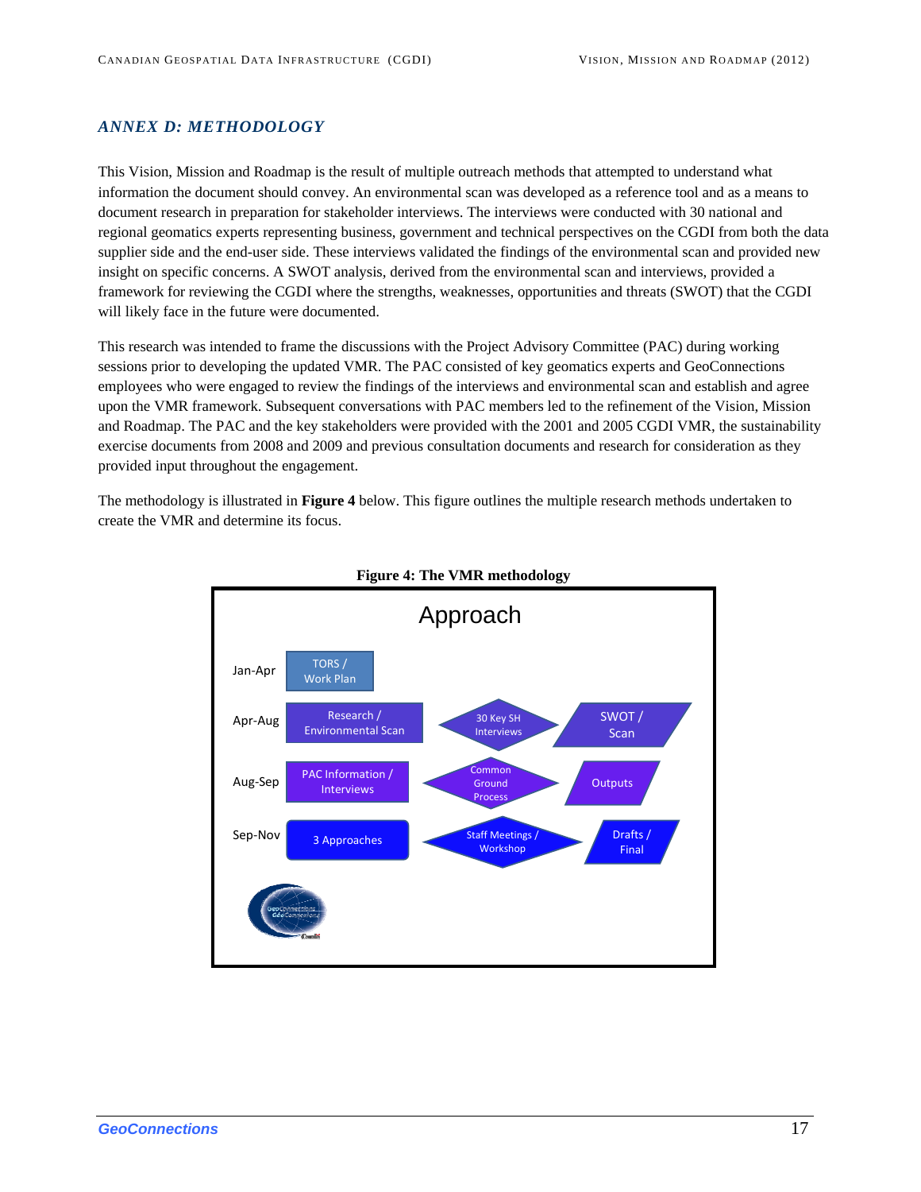## *ANNEX D: METHODOLOGY*

This Vision, Mission and Roadmap is the result of multiple outreach methods that attempted to understand what information the document should convey. An environmental scan was developed as a reference tool and as a means to document research in preparation for stakeholder interviews. The interviews were conducted with 30 national and regional geomatics experts representing business, government and technical perspectives on the CGDI from both the data supplier side and the end-user side. These interviews validated the findings of the environmental scan and provided new insight on specific concerns. A SWOT analysis, derived from the environmental scan and interviews, provided a framework for reviewing the CGDI where the strengths, weaknesses, opportunities and threats (SWOT) that the CGDI will likely face in the future were documented.

This research was intended to frame the discussions with the Project Advisory Committee (PAC) during working sessions prior to developing the updated VMR. The PAC consisted of key geomatics experts and GeoConnections employees who were engaged to review the findings of the interviews and environmental scan and establish and agree upon the VMR framework. Subsequent conversations with PAC members led to the refinement of the Vision, Mission and Roadmap. The PAC and the key stakeholders were provided with the 2001 and 2005 CGDI VMR, the sustainability exercise documents from 2008 and 2009 and previous consultation documents and research for consideration as they provided input throughout the engagement.

The methodology is illustrated in **Figure 4** below. This figure outlines the multiple research methods undertaken to create the VMR and determine its focus.

**Figure 4: The VMR methodology**

Approach

Jan-Apr
TORS / Work Plan

Apr-Aug
Research / Environmental Scan
30 Key SH Interviews
SWOT / Scan

Aug-Sep
PAC Information / Interviews
Common Ground Process
Outputs

Sep-Nov
3 Approaches
Staff Meetings / Workshop
Drafts / Final

GeoConnections GéoConnexions